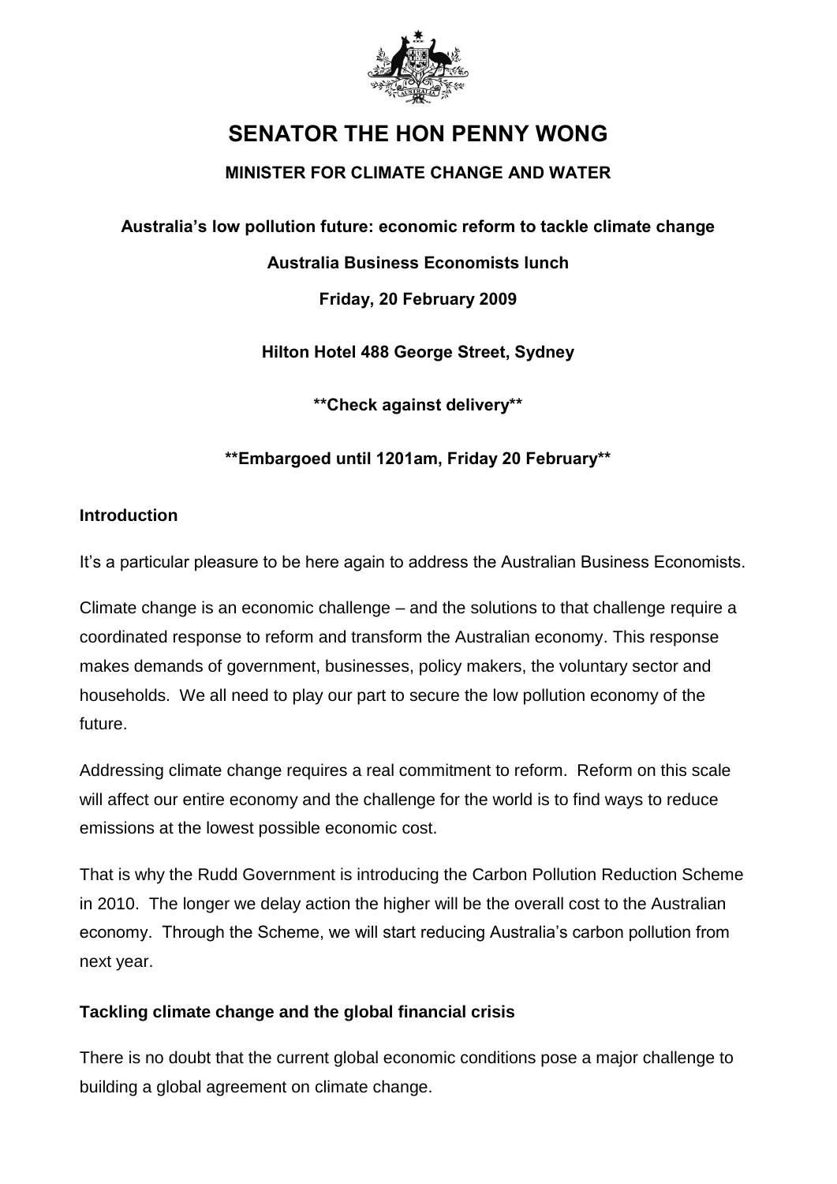# SENATOR THE HON PENNY WONG

## MINISTER FOR CLIMATE CHANGE AND WATER

**Australia's low pollution future: economic reform to tackle climate change**

**Australia Business Economists lunch**

**Friday, 20 February 2009**

**Hilton Hotel 488 George Street, Sydney**

**\*\*Check against delivery\*\***

**\*\*Embargoed until 1201am, Friday 20 February\*\***

### Introduction

It's a particular pleasure to be here again to address the Australian Business Economists.

Climate change is an economic challenge – and the solutions to that challenge require a coordinated response to reform and transform the Australian economy. This response makes demands of government, businesses, policy makers, the voluntary sector and households. We all need to play our part to secure the low pollution economy of the future.

Addressing climate change requires a real commitment to reform. Reform on this scale will affect our entire economy and the challenge for the world is to find ways to reduce emissions at the lowest possible economic cost.

That is why the Rudd Government is introducing the Carbon Pollution Reduction Scheme in 2010. The longer we delay action the higher will be the overall cost to the Australian economy. Through the Scheme, we will start reducing Australia's carbon pollution from next year.

### Tackling climate change and the global financial crisis

There is no doubt that the current global economic conditions pose a major challenge to building a global agreement on climate change.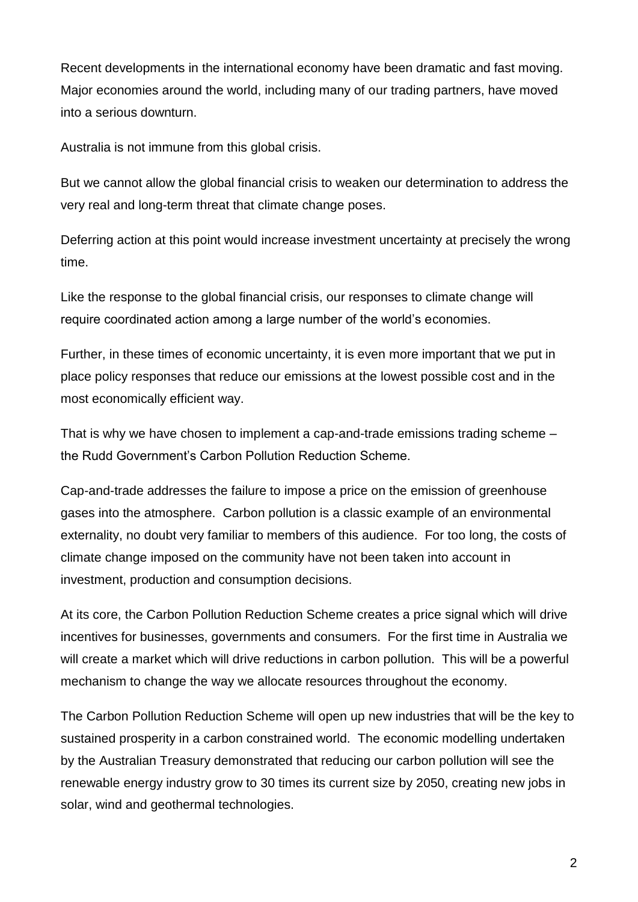Recent developments in the international economy have been dramatic and fast moving. Major economies around the world, including many of our trading partners, have moved into a serious downturn.

Australia is not immune from this global crisis.

But we cannot allow the global financial crisis to weaken our determination to address the very real and long-term threat that climate change poses.

Deferring action at this point would increase investment uncertainty at precisely the wrong time.

Like the response to the global financial crisis, our responses to climate change will require coordinated action among a large number of the world's economies.

Further, in these times of economic uncertainty, it is even more important that we put in place policy responses that reduce our emissions at the lowest possible cost and in the most economically efficient way.

That is why we have chosen to implement a cap-and-trade emissions trading scheme – the Rudd Government's Carbon Pollution Reduction Scheme.

Cap-and-trade addresses the failure to impose a price on the emission of greenhouse gases into the atmosphere. Carbon pollution is a classic example of an environmental externality, no doubt very familiar to members of this audience. For too long, the costs of climate change imposed on the community have not been taken into account in investment, production and consumption decisions.

At its core, the Carbon Pollution Reduction Scheme creates a price signal which will drive incentives for businesses, governments and consumers. For the first time in Australia we will create a market which will drive reductions in carbon pollution. This will be a powerful mechanism to change the way we allocate resources throughout the economy.

The Carbon Pollution Reduction Scheme will open up new industries that will be the key to sustained prosperity in a carbon constrained world. The economic modelling undertaken by the Australian Treasury demonstrated that reducing our carbon pollution will see the renewable energy industry grow to 30 times its current size by 2050, creating new jobs in solar, wind and geothermal technologies.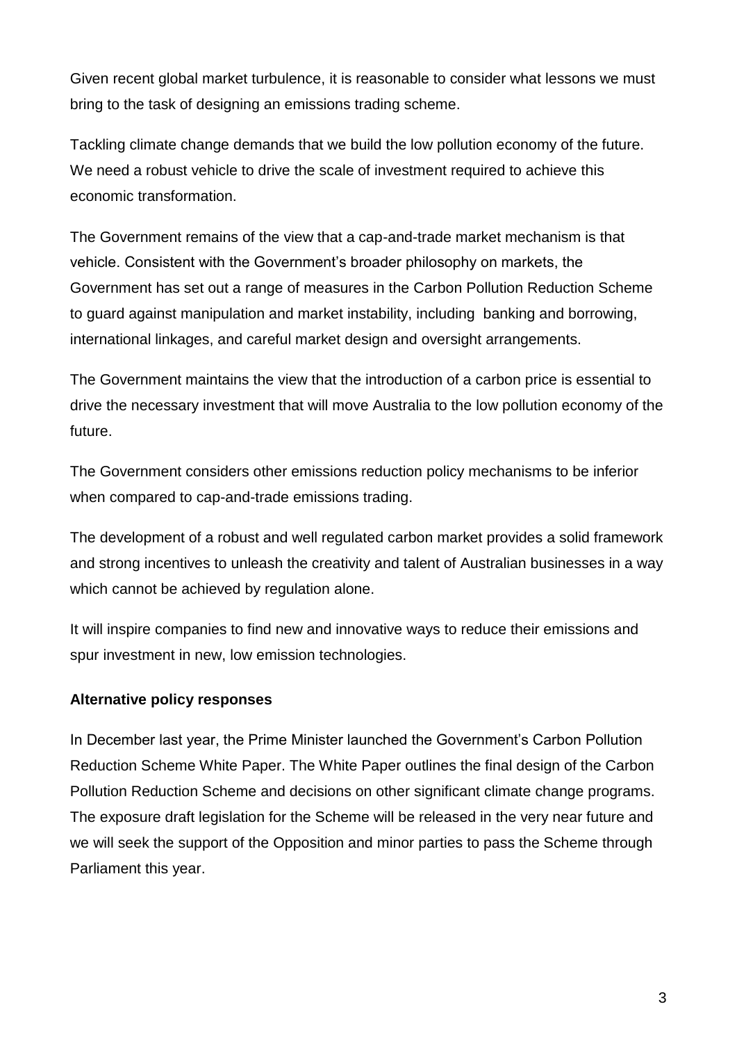Given recent global market turbulence, it is reasonable to consider what lessons we must bring to the task of designing an emissions trading scheme.

Tackling climate change demands that we build the low pollution economy of the future. We need a robust vehicle to drive the scale of investment required to achieve this economic transformation.

The Government remains of the view that a cap-and-trade market mechanism is that vehicle. Consistent with the Government's broader philosophy on markets, the Government has set out a range of measures in the Carbon Pollution Reduction Scheme to guard against manipulation and market instability, including banking and borrowing, international linkages, and careful market design and oversight arrangements.

The Government maintains the view that the introduction of a carbon price is essential to drive the necessary investment that will move Australia to the low pollution economy of the future.

The Government considers other emissions reduction policy mechanisms to be inferior when compared to cap-and-trade emissions trading.

The development of a robust and well regulated carbon market provides a solid framework and strong incentives to unleash the creativity and talent of Australian businesses in a way which cannot be achieved by regulation alone.

It will inspire companies to find new and innovative ways to reduce their emissions and spur investment in new, low emission technologies.

**Alternative policy responses**

In December last year, the Prime Minister launched the Government's Carbon Pollution Reduction Scheme White Paper. The White Paper outlines the final design of the Carbon Pollution Reduction Scheme and decisions on other significant climate change programs. The exposure draft legislation for the Scheme will be released in the very near future and we will seek the support of the Opposition and minor parties to pass the Scheme through Parliament this year.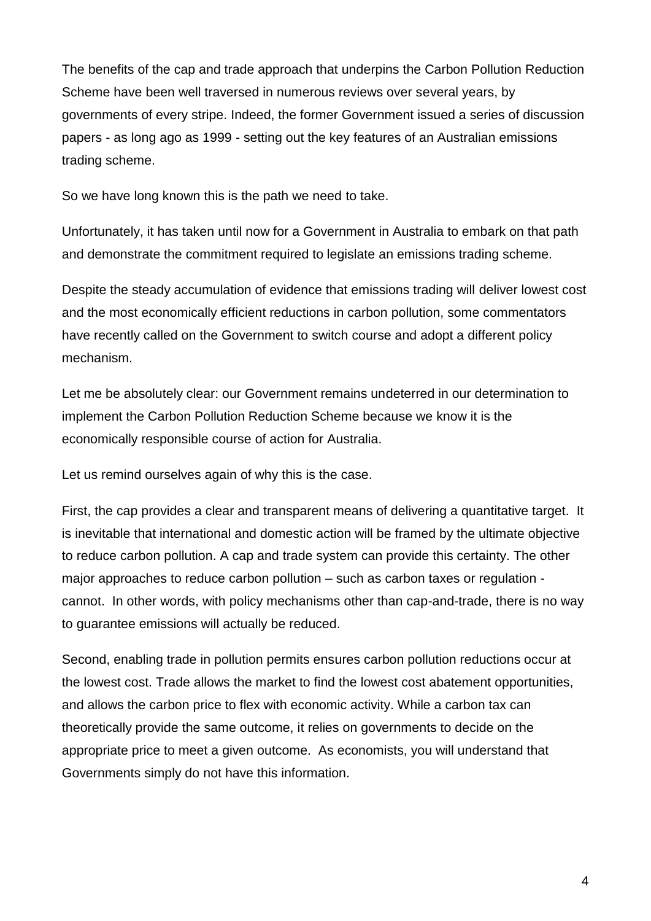The benefits of the cap and trade approach that underpins the Carbon Pollution Reduction Scheme have been well traversed in numerous reviews over several years, by governments of every stripe. Indeed, the former Government issued a series of discussion papers - as long ago as 1999 - setting out the key features of an Australian emissions trading scheme.

So we have long known this is the path we need to take.

Unfortunately, it has taken until now for a Government in Australia to embark on that path and demonstrate the commitment required to legislate an emissions trading scheme.

Despite the steady accumulation of evidence that emissions trading will deliver lowest cost and the most economically efficient reductions in carbon pollution, some commentators have recently called on the Government to switch course and adopt a different policy mechanism.

Let me be absolutely clear: our Government remains undeterred in our determination to implement the Carbon Pollution Reduction Scheme because we know it is the economically responsible course of action for Australia.

Let us remind ourselves again of why this is the case.

First, the cap provides a clear and transparent means of delivering a quantitative target. It is inevitable that international and domestic action will be framed by the ultimate objective to reduce carbon pollution. A cap and trade system can provide this certainty. The other major approaches to reduce carbon pollution – such as carbon taxes or regulation - cannot. In other words, with policy mechanisms other than cap-and-trade, there is no way to guarantee emissions will actually be reduced.

Second, enabling trade in pollution permits ensures carbon pollution reductions occur at the lowest cost. Trade allows the market to find the lowest cost abatement opportunities, and allows the carbon price to flex with economic activity. While a carbon tax can theoretically provide the same outcome, it relies on governments to decide on the appropriate price to meet a given outcome. As economists, you will understand that Governments simply do not have this information.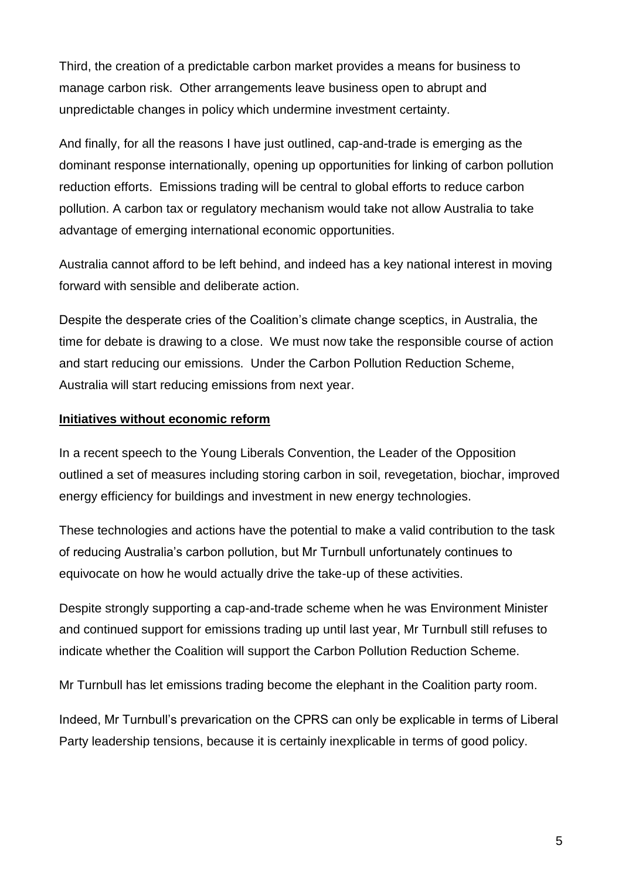Third, the creation of a predictable carbon market provides a means for business to manage carbon risk. Other arrangements leave business open to abrupt and unpredictable changes in policy which undermine investment certainty.

And finally, for all the reasons I have just outlined, cap-and-trade is emerging as the dominant response internationally, opening up opportunities for linking of carbon pollution reduction efforts. Emissions trading will be central to global efforts to reduce carbon pollution. A carbon tax or regulatory mechanism would take not allow Australia to take advantage of emerging international economic opportunities.

Australia cannot afford to be left behind, and indeed has a key national interest in moving forward with sensible and deliberate action.

Despite the desperate cries of the Coalition's climate change sceptics, in Australia, the time for debate is drawing to a close. We must now take the responsible course of action and start reducing our emissions. Under the Carbon Pollution Reduction Scheme, Australia will start reducing emissions from next year.

**Initiatives without economic reform**

In a recent speech to the Young Liberals Convention, the Leader of the Opposition outlined a set of measures including storing carbon in soil, revegetation, biochar, improved energy efficiency for buildings and investment in new energy technologies.

These technologies and actions have the potential to make a valid contribution to the task of reducing Australia's carbon pollution, but Mr Turnbull unfortunately continues to equivocate on how he would actually drive the take-up of these activities.

Despite strongly supporting a cap-and-trade scheme when he was Environment Minister and continued support for emissions trading up until last year, Mr Turnbull still refuses to indicate whether the Coalition will support the Carbon Pollution Reduction Scheme.

Mr Turnbull has let emissions trading become the elephant in the Coalition party room.

Indeed, Mr Turnbull's prevarication on the CPRS can only be explicable in terms of Liberal Party leadership tensions, because it is certainly inexplicable in terms of good policy.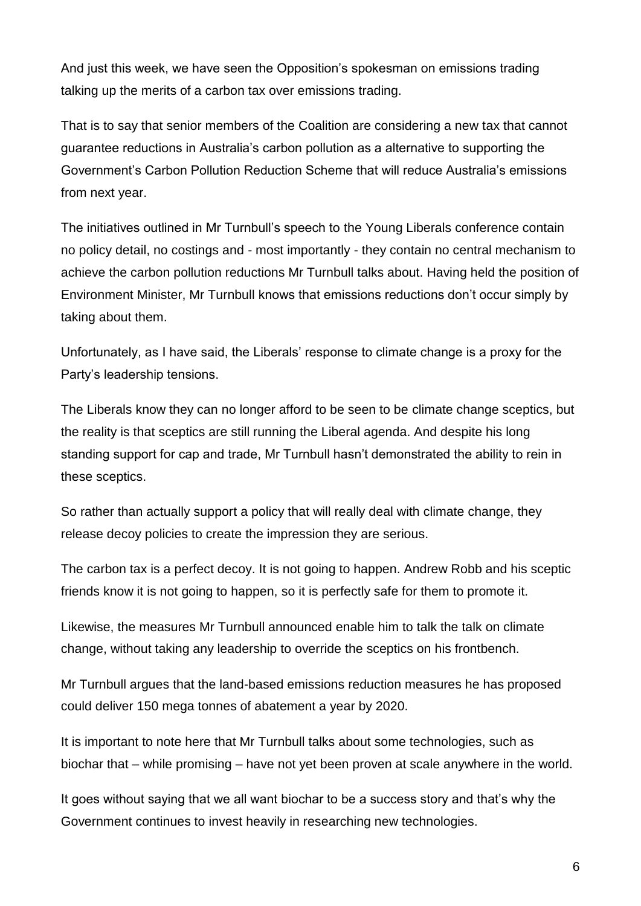And just this week, we have seen the Opposition's spokesman on emissions trading talking up the merits of a carbon tax over emissions trading.

That is to say that senior members of the Coalition are considering a new tax that cannot guarantee reductions in Australia's carbon pollution as a alternative to supporting the Government's Carbon Pollution Reduction Scheme that will reduce Australia's emissions from next year.

The initiatives outlined in Mr Turnbull's speech to the Young Liberals conference contain no policy detail, no costings and - most importantly - they contain no central mechanism to achieve the carbon pollution reductions Mr Turnbull talks about. Having held the position of Environment Minister, Mr Turnbull knows that emissions reductions don't occur simply by taking about them.

Unfortunately, as I have said, the Liberals' response to climate change is a proxy for the Party's leadership tensions.

The Liberals know they can no longer afford to be seen to be climate change sceptics, but the reality is that sceptics are still running the Liberal agenda. And despite his long standing support for cap and trade, Mr Turnbull hasn't demonstrated the ability to rein in these sceptics.

So rather than actually support a policy that will really deal with climate change, they release decoy policies to create the impression they are serious.

The carbon tax is a perfect decoy. It is not going to happen. Andrew Robb and his sceptic friends know it is not going to happen, so it is perfectly safe for them to promote it.

Likewise, the measures Mr Turnbull announced enable him to talk the talk on climate change, without taking any leadership to override the sceptics on his frontbench.

Mr Turnbull argues that the land-based emissions reduction measures he has proposed could deliver 150 mega tonnes of abatement a year by 2020.

It is important to note here that Mr Turnbull talks about some technologies, such as biochar that – while promising – have not yet been proven at scale anywhere in the world.

It goes without saying that we all want biochar to be a success story and that's why the Government continues to invest heavily in researching new technologies.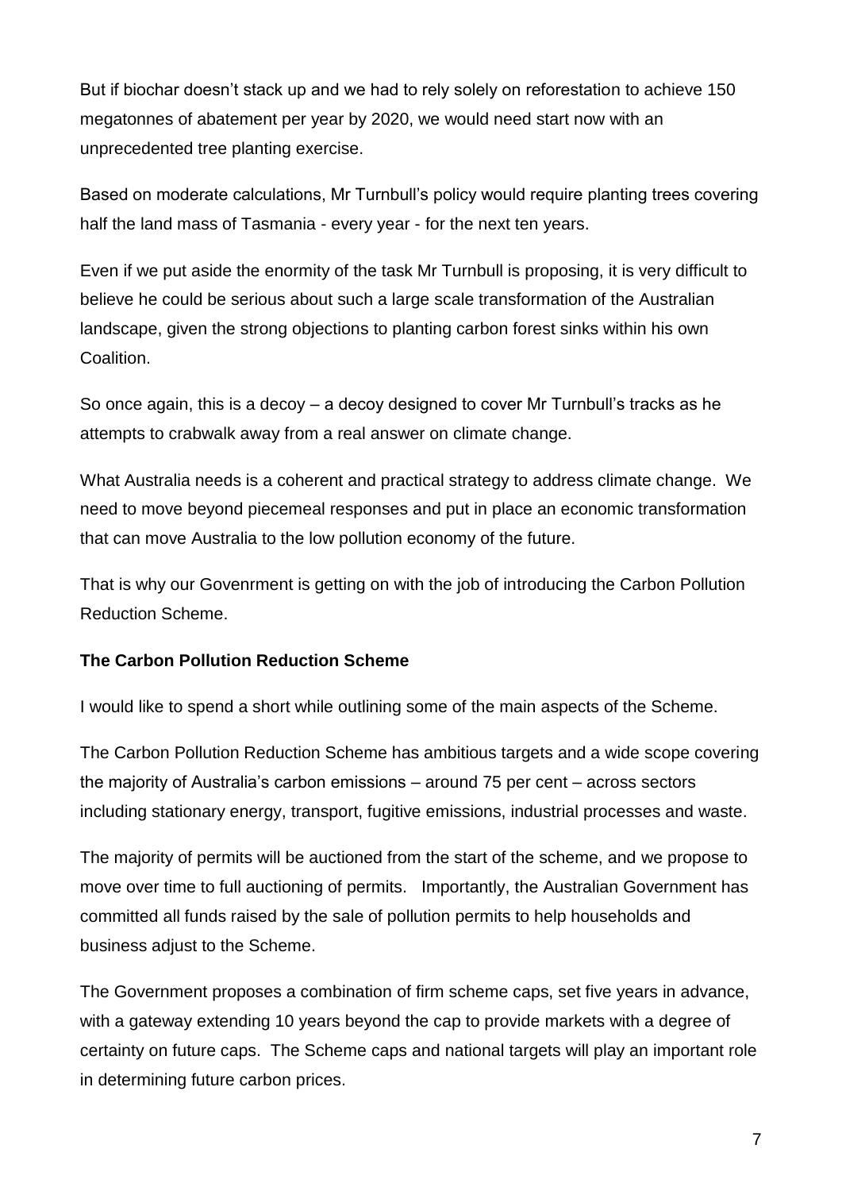But if biochar doesn't stack up and we had to rely solely on reforestation to achieve 150 megatonnes of abatement per year by 2020, we would need start now with an unprecedented tree planting exercise.

Based on moderate calculations, Mr Turnbull's policy would require planting trees covering half the land mass of Tasmania - every year - for the next ten years.

Even if we put aside the enormity of the task Mr Turnbull is proposing, it is very difficult to believe he could be serious about such a large scale transformation of the Australian landscape, given the strong objections to planting carbon forest sinks within his own Coalition.

So once again, this is a decoy – a decoy designed to cover Mr Turnbull's tracks as he attempts to crabwalk away from a real answer on climate change.

What Australia needs is a coherent and practical strategy to address climate change. We need to move beyond piecemeal responses and put in place an economic transformation that can move Australia to the low pollution economy of the future.

That is why our Govenrment is getting on with the job of introducing the Carbon Pollution Reduction Scheme.

**The Carbon Pollution Reduction Scheme**

I would like to spend a short while outlining some of the main aspects of the Scheme.

The Carbon Pollution Reduction Scheme has ambitious targets and a wide scope covering the majority of Australia's carbon emissions – around 75 per cent – across sectors including stationary energy, transport, fugitive emissions, industrial processes and waste.

The majority of permits will be auctioned from the start of the scheme, and we propose to move over time to full auctioning of permits. Importantly, the Australian Government has committed all funds raised by the sale of pollution permits to help households and business adjust to the Scheme.

The Government proposes a combination of firm scheme caps, set five years in advance, with a gateway extending 10 years beyond the cap to provide markets with a degree of certainty on future caps. The Scheme caps and national targets will play an important role in determining future carbon prices.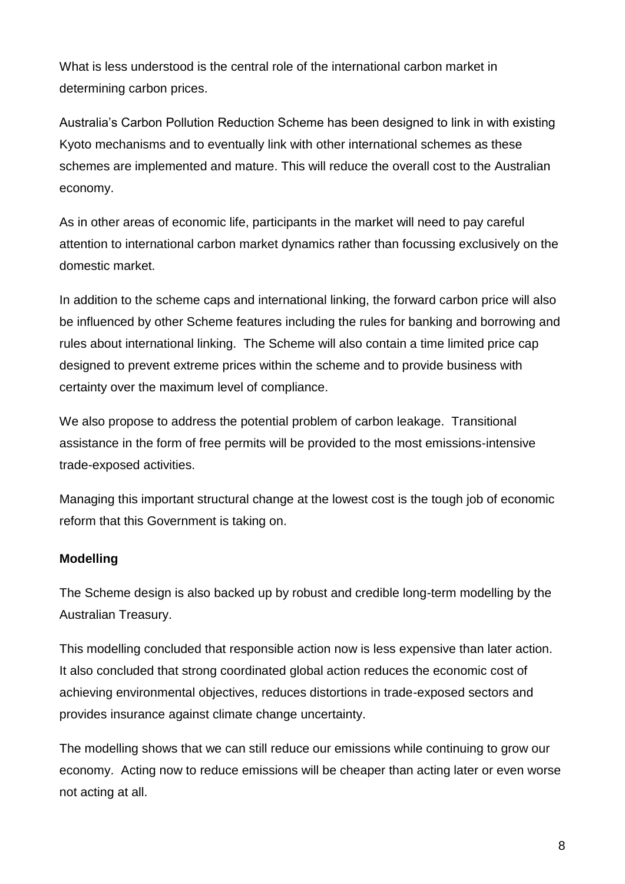What is less understood is the central role of the international carbon market in determining carbon prices.

Australia's Carbon Pollution Reduction Scheme has been designed to link in with existing Kyoto mechanisms and to eventually link with other international schemes as these schemes are implemented and mature. This will reduce the overall cost to the Australian economy.

As in other areas of economic life, participants in the market will need to pay careful attention to international carbon market dynamics rather than focussing exclusively on the domestic market.

In addition to the scheme caps and international linking, the forward carbon price will also be influenced by other Scheme features including the rules for banking and borrowing and rules about international linking. The Scheme will also contain a time limited price cap designed to prevent extreme prices within the scheme and to provide business with certainty over the maximum level of compliance.

We also propose to address the potential problem of carbon leakage. Transitional assistance in the form of free permits will be provided to the most emissions-intensive trade-exposed activities.

Managing this important structural change at the lowest cost is the tough job of economic reform that this Government is taking on.

**Modelling**

The Scheme design is also backed up by robust and credible long-term modelling by the Australian Treasury.

This modelling concluded that responsible action now is less expensive than later action. It also concluded that strong coordinated global action reduces the economic cost of achieving environmental objectives, reduces distortions in trade-exposed sectors and provides insurance against climate change uncertainty.

The modelling shows that we can still reduce our emissions while continuing to grow our economy. Acting now to reduce emissions will be cheaper than acting later or even worse not acting at all.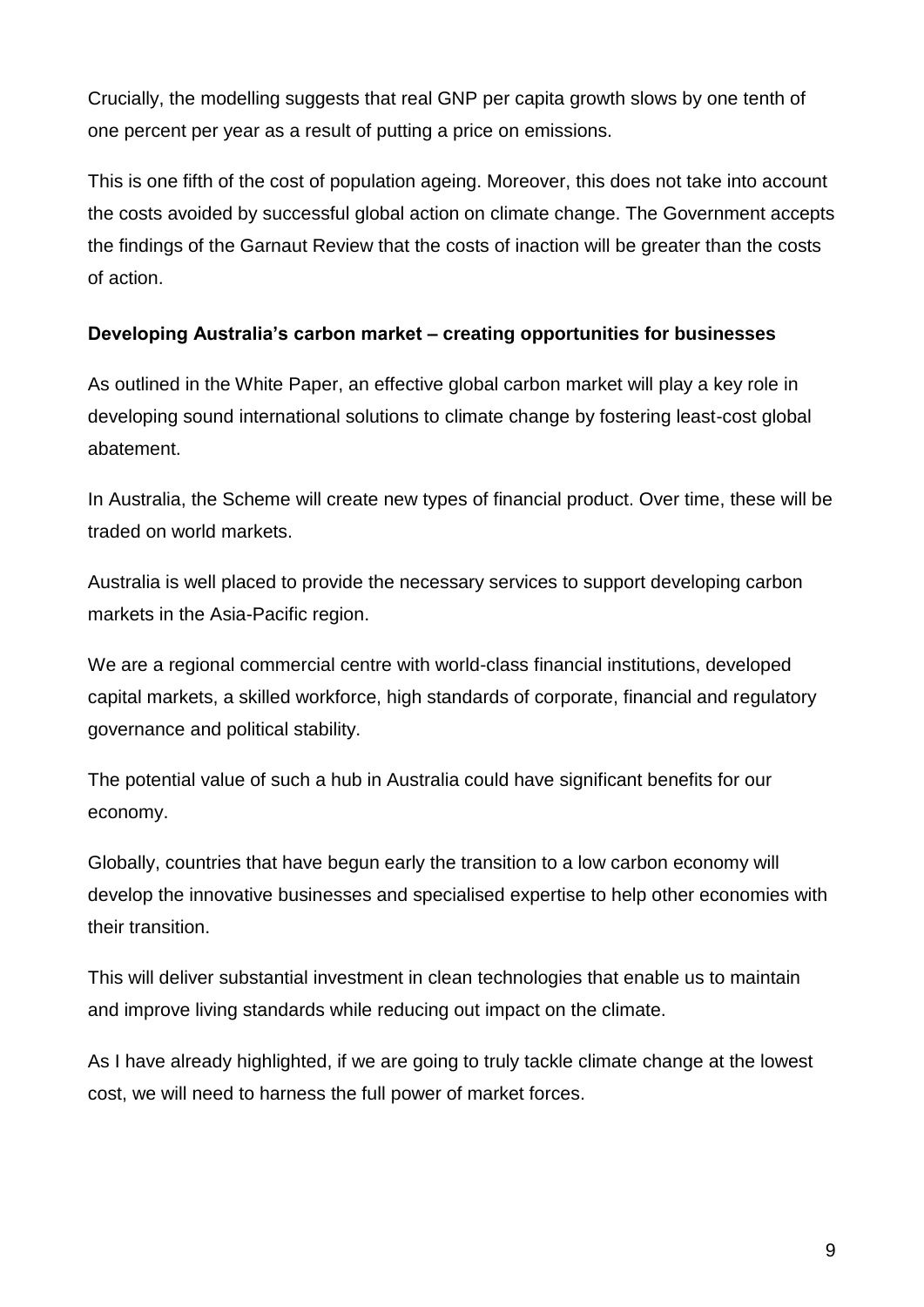Crucially, the modelling suggests that real GNP per capita growth slows by one tenth of one percent per year as a result of putting a price on emissions.

This is one fifth of the cost of population ageing. Moreover, this does not take into account the costs avoided by successful global action on climate change. The Government accepts the findings of the Garnaut Review that the costs of inaction will be greater than the costs of action.

**Developing Australia's carbon market – creating opportunities for businesses**

As outlined in the White Paper, an effective global carbon market will play a key role in developing sound international solutions to climate change by fostering least-cost global abatement.

In Australia, the Scheme will create new types of financial product. Over time, these will be traded on world markets.

Australia is well placed to provide the necessary services to support developing carbon markets in the Asia-Pacific region.

We are a regional commercial centre with world-class financial institutions, developed capital markets, a skilled workforce, high standards of corporate, financial and regulatory governance and political stability.

The potential value of such a hub in Australia could have significant benefits for our economy.

Globally, countries that have begun early the transition to a low carbon economy will develop the innovative businesses and specialised expertise to help other economies with their transition.

This will deliver substantial investment in clean technologies that enable us to maintain and improve living standards while reducing out impact on the climate.

As I have already highlighted, if we are going to truly tackle climate change at the lowest cost, we will need to harness the full power of market forces.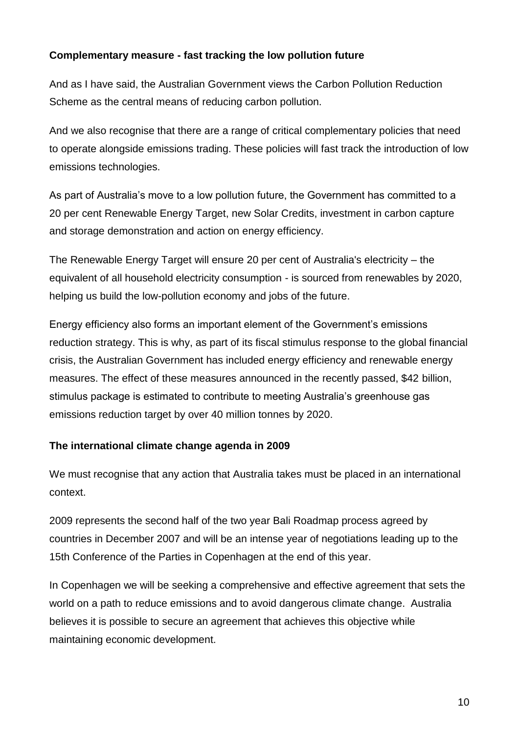**Complementary measure - fast tracking the low pollution future**

And as I have said, the Australian Government views the Carbon Pollution Reduction Scheme as the central means of reducing carbon pollution.

And we also recognise that there are a range of critical complementary policies that need to operate alongside emissions trading. These policies will fast track the introduction of low emissions technologies.

As part of Australia's move to a low pollution future, the Government has committed to a 20 per cent Renewable Energy Target, new Solar Credits, investment in carbon capture and storage demonstration and action on energy efficiency.

The Renewable Energy Target will ensure 20 per cent of Australia's electricity – the equivalent of all household electricity consumption - is sourced from renewables by 2020, helping us build the low-pollution economy and jobs of the future.

Energy efficiency also forms an important element of the Government's emissions reduction strategy. This is why, as part of its fiscal stimulus response to the global financial crisis, the Australian Government has included energy efficiency and renewable energy measures. The effect of these measures announced in the recently passed, $42 billion, stimulus package is estimated to contribute to meeting Australia's greenhouse gas emissions reduction target by over 40 million tonnes by 2020.

**The international climate change agenda in 2009**

We must recognise that any action that Australia takes must be placed in an international context.

2009 represents the second half of the two year Bali Roadmap process agreed by countries in December 2007 and will be an intense year of negotiations leading up to the 15th Conference of the Parties in Copenhagen at the end of this year.

In Copenhagen we will be seeking a comprehensive and effective agreement that sets the world on a path to reduce emissions and to avoid dangerous climate change. Australia believes it is possible to secure an agreement that achieves this objective while maintaining economic development.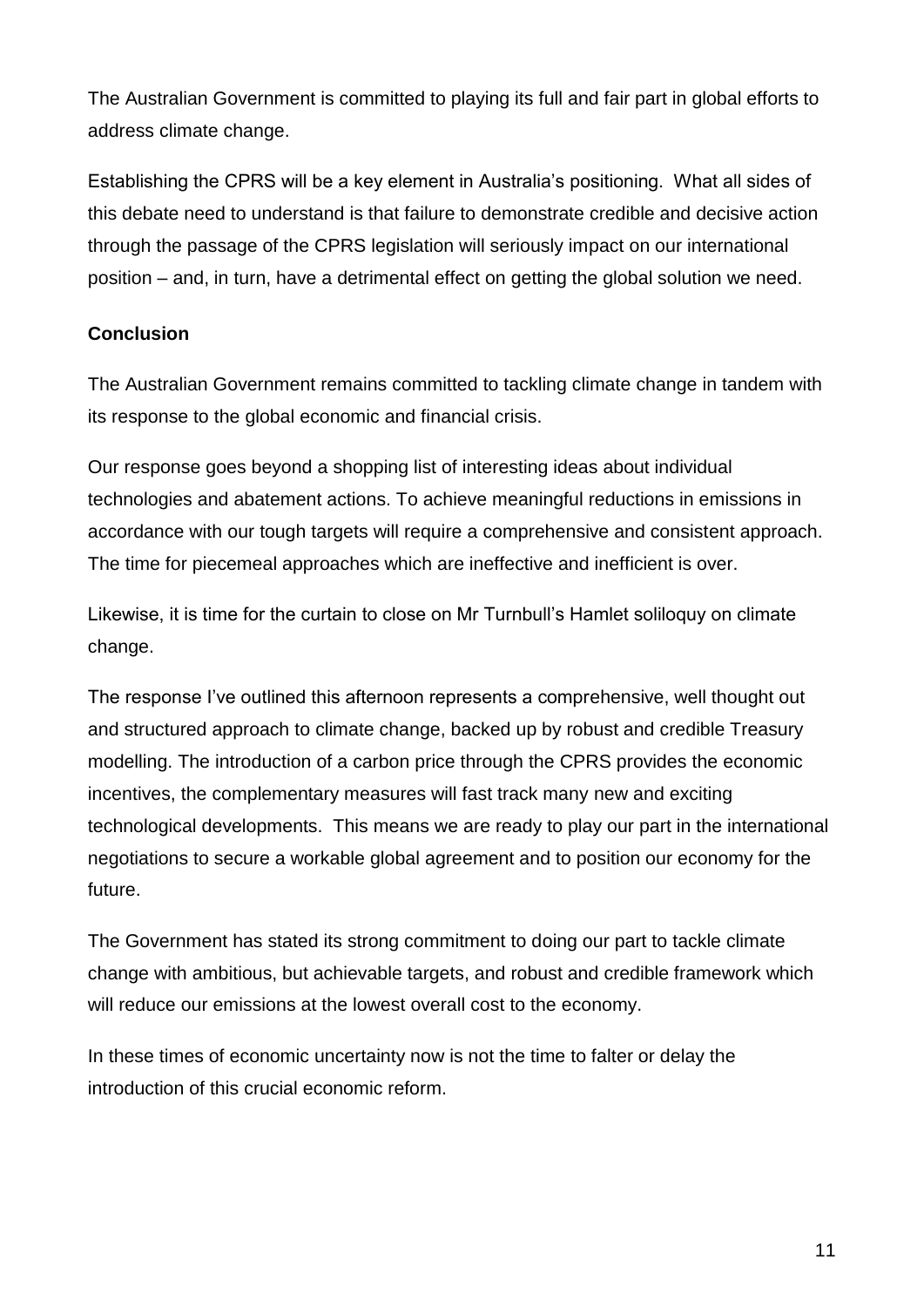The Australian Government is committed to playing its full and fair part in global efforts to address climate change.

Establishing the CPRS will be a key element in Australia's positioning. What all sides of this debate need to understand is that failure to demonstrate credible and decisive action through the passage of the CPRS legislation will seriously impact on our international position – and, in turn, have a detrimental effect on getting the global solution we need.

**Conclusion**

The Australian Government remains committed to tackling climate change in tandem with its response to the global economic and financial crisis.

Our response goes beyond a shopping list of interesting ideas about individual technologies and abatement actions. To achieve meaningful reductions in emissions in accordance with our tough targets will require a comprehensive and consistent approach. The time for piecemeal approaches which are ineffective and inefficient is over.

Likewise, it is time for the curtain to close on Mr Turnbull's Hamlet soliloquy on climate change.

The response I've outlined this afternoon represents a comprehensive, well thought out and structured approach to climate change, backed up by robust and credible Treasury modelling. The introduction of a carbon price through the CPRS provides the economic incentives, the complementary measures will fast track many new and exciting technological developments. This means we are ready to play our part in the international negotiations to secure a workable global agreement and to position our economy for the future.

The Government has stated its strong commitment to doing our part to tackle climate change with ambitious, but achievable targets, and robust and credible framework which will reduce our emissions at the lowest overall cost to the economy.

In these times of economic uncertainty now is not the time to falter or delay the introduction of this crucial economic reform.